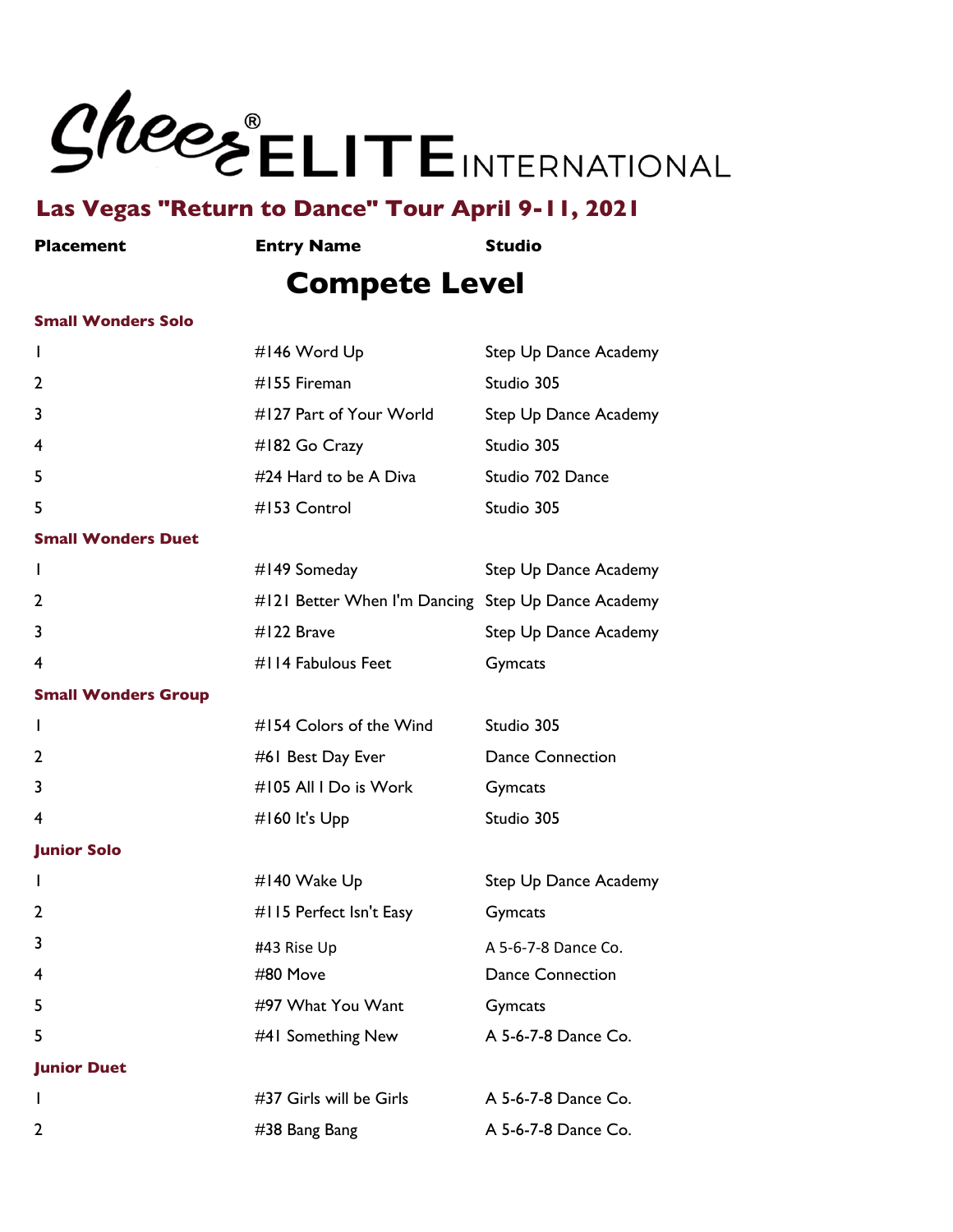# Cheer ELITE INTERNATIONAL

## Las Vegas "Return to Dance" Tour April 9-11, 2021

| Placement | Entry Name | Studio |
| --- | --- | --- |

## Compete Level

**Small Wonders Solo**

| Placement | Entry Name | Studio |
| --- | --- | --- |
| 1 | #146 Word Up | Step Up Dance Academy |
| 2 | #155 Fireman | Studio 305 |
| 3 | #127 Part of Your World | Step Up Dance Academy |
| 4 | #182 Go Crazy | Studio 305 |
| 5 | #24 Hard to be A Diva | Studio 702 Dance |
| 5 | #153 Control | Studio 305 |

**Small Wonders Duet**

| Placement | Entry Name | Studio |
| --- | --- | --- |
| 1 | #149 Someday | Step Up Dance Academy |
| 2 | #121 Better When I'm Dancing | Step Up Dance Academy |
| 3 | #122 Brave | Step Up Dance Academy |
| 4 | #114 Fabulous Feet | Gymcats |

**Small Wonders Group**

| Placement | Entry Name | Studio |
| --- | --- | --- |
| 1 | #154 Colors of the Wind | Studio 305 |
| 2 | #61 Best Day Ever | Dance Connection |
| 3 | #105 All I Do is Work | Gymcats |
| 4 | #160 It's Upp | Studio 305 |

**Junior Solo**

| Placement | Entry Name | Studio |
| --- | --- | --- |
| 1 | #140 Wake Up | Step Up Dance Academy |
| 2 | #115 Perfect Isn't Easy | Gymcats |
| 3 | #43 Rise Up | A 5-6-7-8 Dance Co. |
| 4 | #80 Move | Dance Connection |
| 5 | #97 What You Want | Gymcats |
| 5 | #41 Something New | A 5-6-7-8 Dance Co. |

**Junior Duet**

| Placement | Entry Name | Studio |
| --- | --- | --- |
| 1 | #37 Girls will be Girls | A 5-6-7-8 Dance Co. |
| 2 | #38 Bang Bang | A 5-6-7-8 Dance Co. |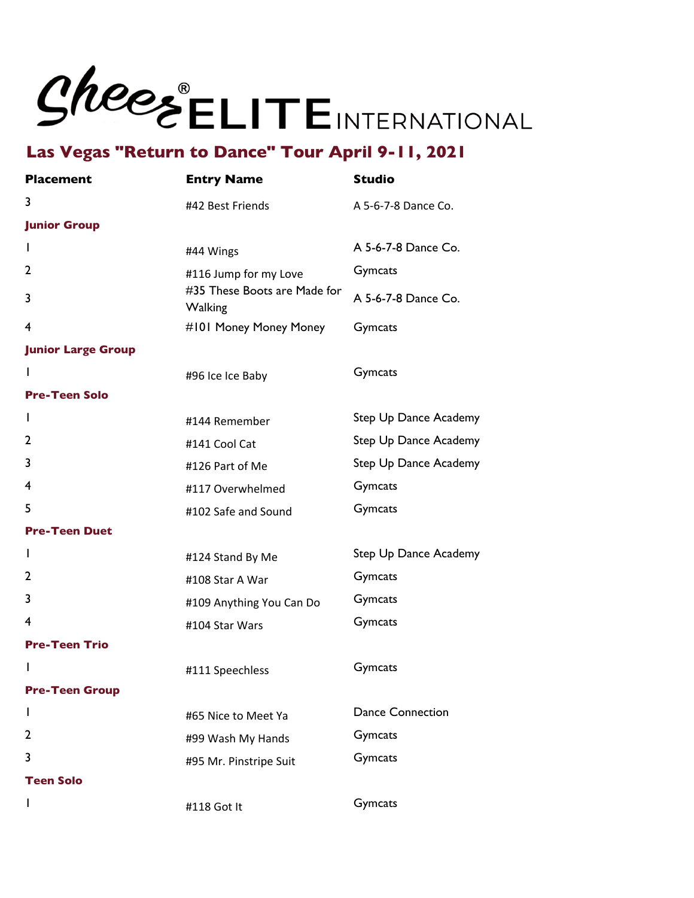# Sheer ELITE INTERNATIONAL

## Las Vegas "Return to Dance" Tour April 9-11, 2021

| Placement | Entry Name | Studio |
|---|---|---|
| 3 | #42 Best Friends | A 5-6-7-8 Dance Co. |
| **Junior Group** | | |
| 1 | #44 Wings | A 5-6-7-8 Dance Co. |
| 2 | #116 Jump for my Love | Gymcats |
| 3 | #35 These Boots are Made for Walking | A 5-6-7-8 Dance Co. |
| 4 | #101 Money Money Money | Gymcats |
| **Junior Large Group** | | |
| 1 | #96 Ice Ice Baby | Gymcats |
| **Pre-Teen Solo** | | |
| 1 | #144 Remember | Step Up Dance Academy |
| 2 | #141 Cool Cat | Step Up Dance Academy |
| 3 | #126 Part of Me | Step Up Dance Academy |
| 4 | #117 Overwhelmed | Gymcats |
| 5 | #102 Safe and Sound | Gymcats |
| **Pre-Teen Duet** | | |
| 1 | #124 Stand By Me | Step Up Dance Academy |
| 2 | #108 Star A War | Gymcats |
| 3 | #109 Anything You Can Do | Gymcats |
| 4 | #104 Star Wars | Gymcats |
| **Pre-Teen Trio** | | |
| 1 | #111 Speechless | Gymcats |
| **Pre-Teen Group** | | |
| 1 | #65 Nice to Meet Ya | Dance Connection |
| 2 | #99 Wash My Hands | Gymcats |
| 3 | #95 Mr. Pinstripe Suit | Gymcats |
| **Teen Solo** | | |
| 1 | #118 Got It | Gymcats |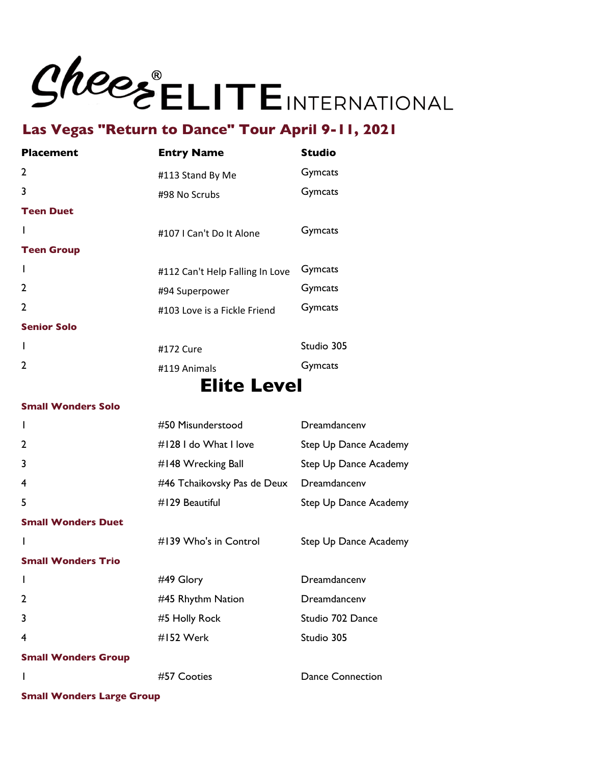# Sheer® ELITE INTERNATIONAL

## Las Vegas "Return to Dance" Tour April 9-11, 2021

| Placement | Entry Name | Studio |
| --- | --- | --- |
| 2 | #113 Stand By Me | Gymcats |
| 3 | #98 No Scrubs | Gymcats |
| **Teen Duet** | | |
| 1 | #107 I Can't Do It Alone | Gymcats |
| **Teen Group** | | |
| 1 | #112 Can't Help Falling In Love | Gymcats |
| 2 | #94 Superpower | Gymcats |
| 2 | #103 Love is a Fickle Friend | Gymcats |
| **Senior Solo** | | |
| 1 | #172 Cure | Studio 305 |
| 2 | #119 Animals | Gymcats |

## Elite Level

| Placement | Entry Name | Studio |
| --- | --- | --- |
| **Small Wonders Solo** | | |
| 1 | #50 Misunderstood | Dreamdancenv |
| 2 | #128 I do What I love | Step Up Dance Academy |
| 3 | #148 Wrecking Ball | Step Up Dance Academy |
| 4 | #46 Tchaikovsky Pas de Deux | Dreamdancenv |
| 5 | #129 Beautiful | Step Up Dance Academy |
| **Small Wonders Duet** | | |
| 1 | #139 Who's in Control | Step Up Dance Academy |
| **Small Wonders Trio** | | |
| 1 | #49 Glory | Dreamdancenv |
| 2 | #45 Rhythm Nation | Dreamdancenv |
| 3 | #5 Holly Rock | Studio 702 Dance |
| 4 | #152 Werk | Studio 305 |
| **Small Wonders Group** | | |
| 1 | #57 Cooties | Dance Connection |
| **Small Wonders Large Group** | | |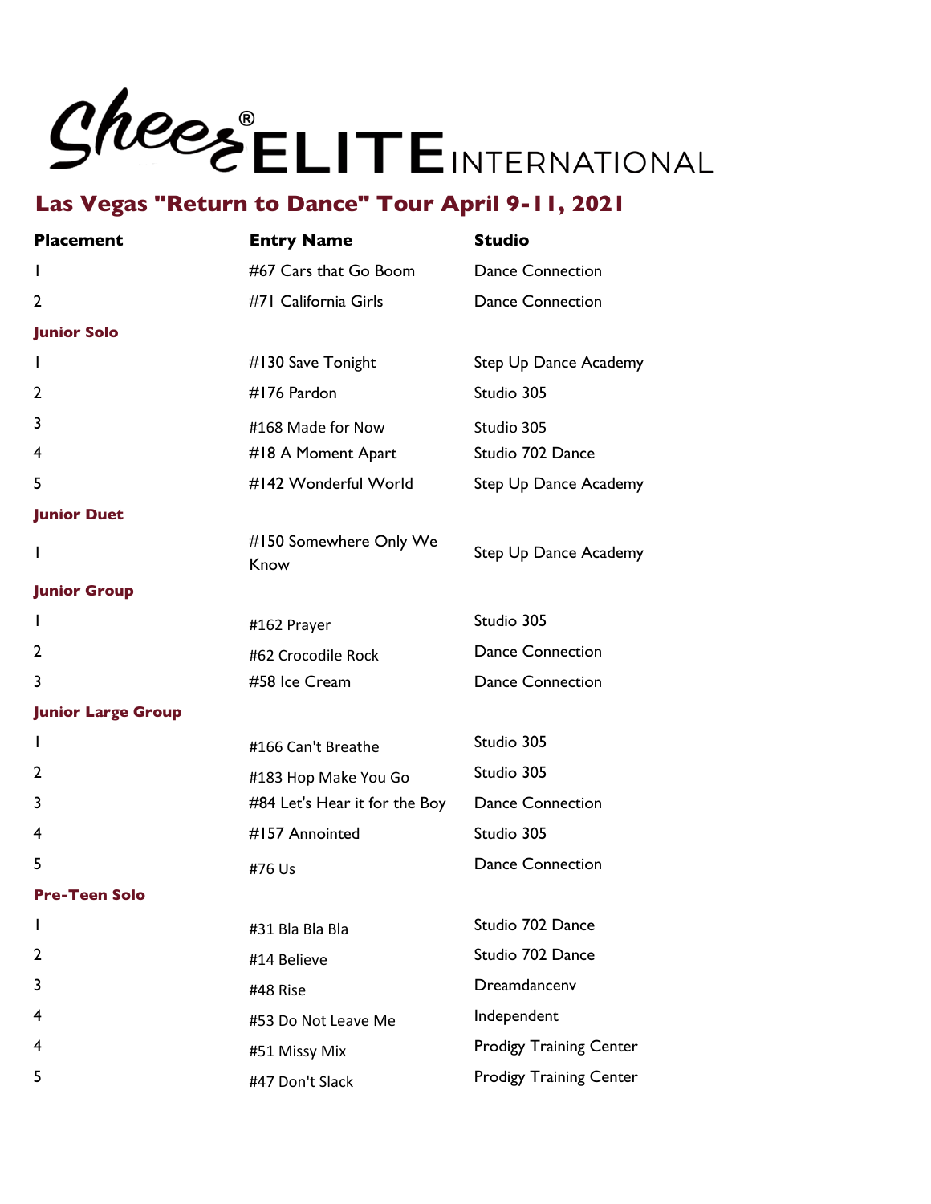# Sheer® ELITE INTERNATIONAL

## Las Vegas "Return to Dance" Tour April 9-11, 2021

| Placement | Entry Name | Studio |
|---|---|---|
| 1 | #67 Cars that Go Boom | Dance Connection |
| 2 | #71 California Girls | Dance Connection |
| **Junior Solo** | | |
| 1 | #130 Save Tonight | Step Up Dance Academy |
| 2 | #176 Pardon | Studio 305 |
| 3 | #168 Made for Now | Studio 305 |
| 4 | #18 A Moment Apart | Studio 702 Dance |
| 5 | #142 Wonderful World | Step Up Dance Academy |
| **Junior Duet** | | |
| 1 | #150 Somewhere Only We Know | Step Up Dance Academy |
| **Junior Group** | | |
| 1 | #162 Prayer | Studio 305 |
| 2 | #62 Crocodile Rock | Dance Connection |
| 3 | #58 Ice Cream | Dance Connection |
| **Junior Large Group** | | |
| 1 | #166 Can't Breathe | Studio 305 |
| 2 | #183 Hop Make You Go | Studio 305 |
| 3 | #84 Let's Hear it for the Boy | Dance Connection |
| 4 | #157 Annointed | Studio 305 |
| 5 | #76 Us | Dance Connection |
| **Pre-Teen Solo** | | |
| 1 | #31 Bla Bla Bla | Studio 702 Dance |
| 2 | #14 Believe | Studio 702 Dance |
| 3 | #48 Rise | Dreamdancenv |
| 4 | #53 Do Not Leave Me | Independent |
| 4 | #51 Missy Mix | Prodigy Training Center |
| 5 | #47 Don't Slack | Prodigy Training Center |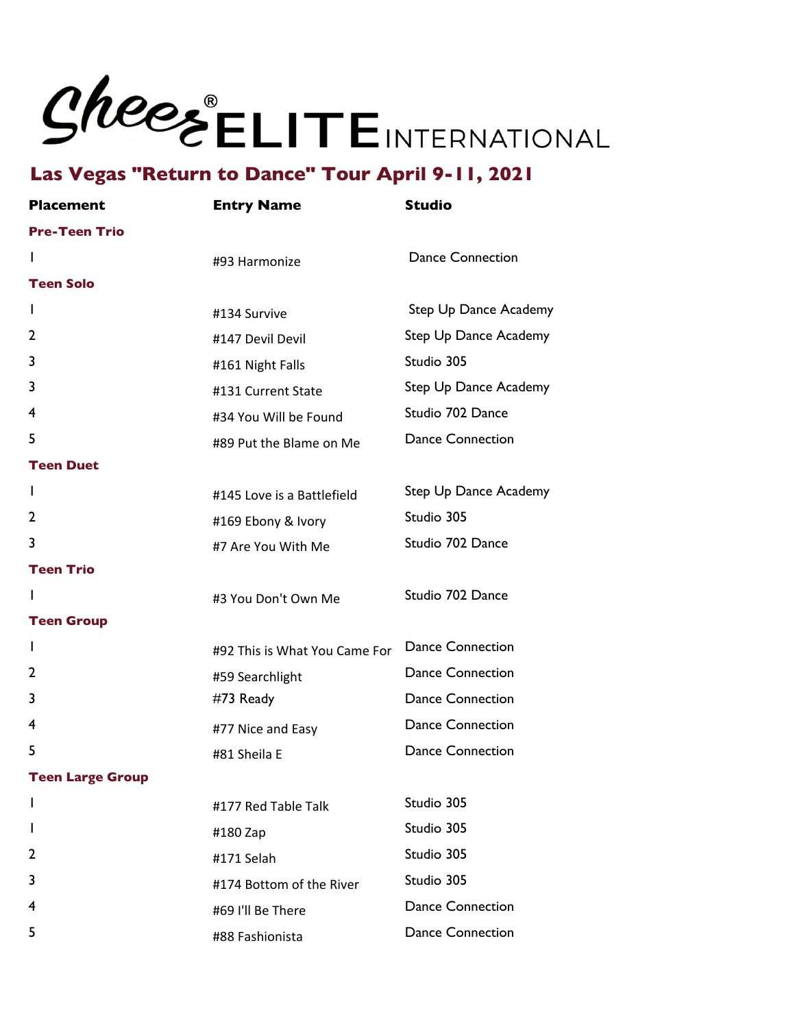# Cheer ELITE INTERNATIONAL

## Las Vegas "Return to Dance" Tour April 9-11, 2021

| Placement | Entry Name | Studio |
|---|---|---|
| **Pre-Teen Trio** | | |
| 1 | #93 Harmonize | Dance Connection |
| **Teen Solo** | | |
| 1 | #134 Survive | Step Up Dance Academy |
| 2 | #147 Devil Devil | Step Up Dance Academy |
| 3 | #161 Night Falls | Studio 305 |
| 3 | #131 Current State | Step Up Dance Academy |
| 4 | #34 You Will be Found | Studio 702 Dance |
| 5 | #89 Put the Blame on Me | Dance Connection |
| **Teen Duet** | | |
| 1 | #145 Love is a Battlefield | Step Up Dance Academy |
| 2 | #169 Ebony & Ivory | Studio 305 |
| 3 | #7 Are You With Me | Studio 702 Dance |
| **Teen Trio** | | |
| 1 | #3 You Don't Own Me | Studio 702 Dance |
| **Teen Group** | | |
| 1 | #92 This is What You Came For | Dance Connection |
| 2 | #59 Searchlight | Dance Connection |
| 3 | #73 Ready | Dance Connection |
| 4 | #77 Nice and Easy | Dance Connection |
| 5 | #81 Sheila E | Dance Connection |
| **Teen Large Group** | | |
| 1 | #177 Red Table Talk | Studio 305 |
| 1 | #180 Zap | Studio 305 |
| 2 | #171 Selah | Studio 305 |
| 3 | #174 Bottom of the River | Studio 305 |
| 4 | #69 I'll Be There | Dance Connection |
| 5 | #88 Fashionista | Dance Connection |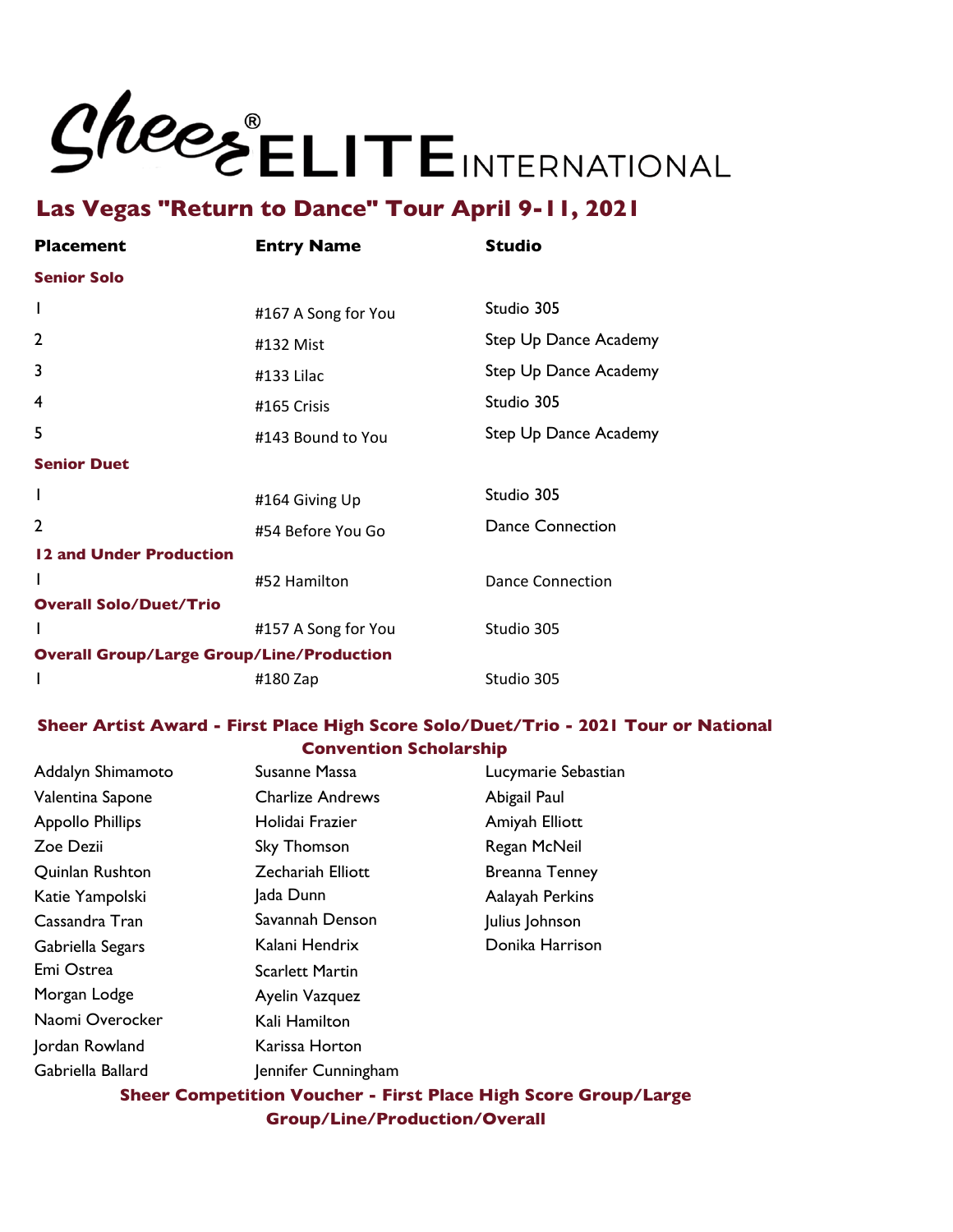# Sheer® ELITE INTERNATIONAL

## Las Vegas "Return to Dance" Tour April 9-11, 2021

| Placement | Entry Name | Studio |
|---|---|---|
| **Senior Solo** | | |
| 1 | #167 A Song for You | Studio 305 |
| 2 | #132 Mist | Step Up Dance Academy |
| 3 | #133 Lilac | Step Up Dance Academy |
| 4 | #165 Crisis | Studio 305 |
| 5 | #143 Bound to You | Step Up Dance Academy |
| **Senior Duet** | | |
| 1 | #164 Giving Up | Studio 305 |
| 2 | #54 Before You Go | Dance Connection |
| **12 and Under Production** | | |
| 1 | #52 Hamilton | Dance Connection |
| **Overall Solo/Duet/Trio** | | |
| 1 | #157 A Song for You | Studio 305 |
| **Overall Group/Large Group/Line/Production** | | |
| 1 | #180 Zap | Studio 305 |

### Sheer Artist Award - First Place High Score Solo/Duet/Trio - 2021 Tour or National Convention Scholarship

| | | |
|---|---|---|
| Addalyn Shimamoto | Susanne Massa | Lucymarie Sebastian |
| Valentina Sapone | Charlize Andrews | Abigail Paul |
| Appollo Phillips | Holidai Frazier | Amiyah Elliott |
| Zoe Dezii | Sky Thomson | Regan McNeil |
| Quinlan Rushton | Zechariah Elliott | Breanna Tenney |
| Katie Yampolski | Jada Dunn | Aalayah Perkins |
| Cassandra Tran | Savannah Denson | Julius Johnson |
| Gabriella Segars | Kalani Hendrix | Donika Harrison |
| Emi Ostrea | Scarlett Martin | |
| Morgan Lodge | Ayelin Vazquez | |
| Naomi Overocker | Kali Hamilton | |
| Jordan Rowland | Karissa Horton | |
| Gabriella Ballard | Jennifer Cunningham | |

### Sheer Competition Voucher - First Place High Score Group/Large Group/Line/Production/Overall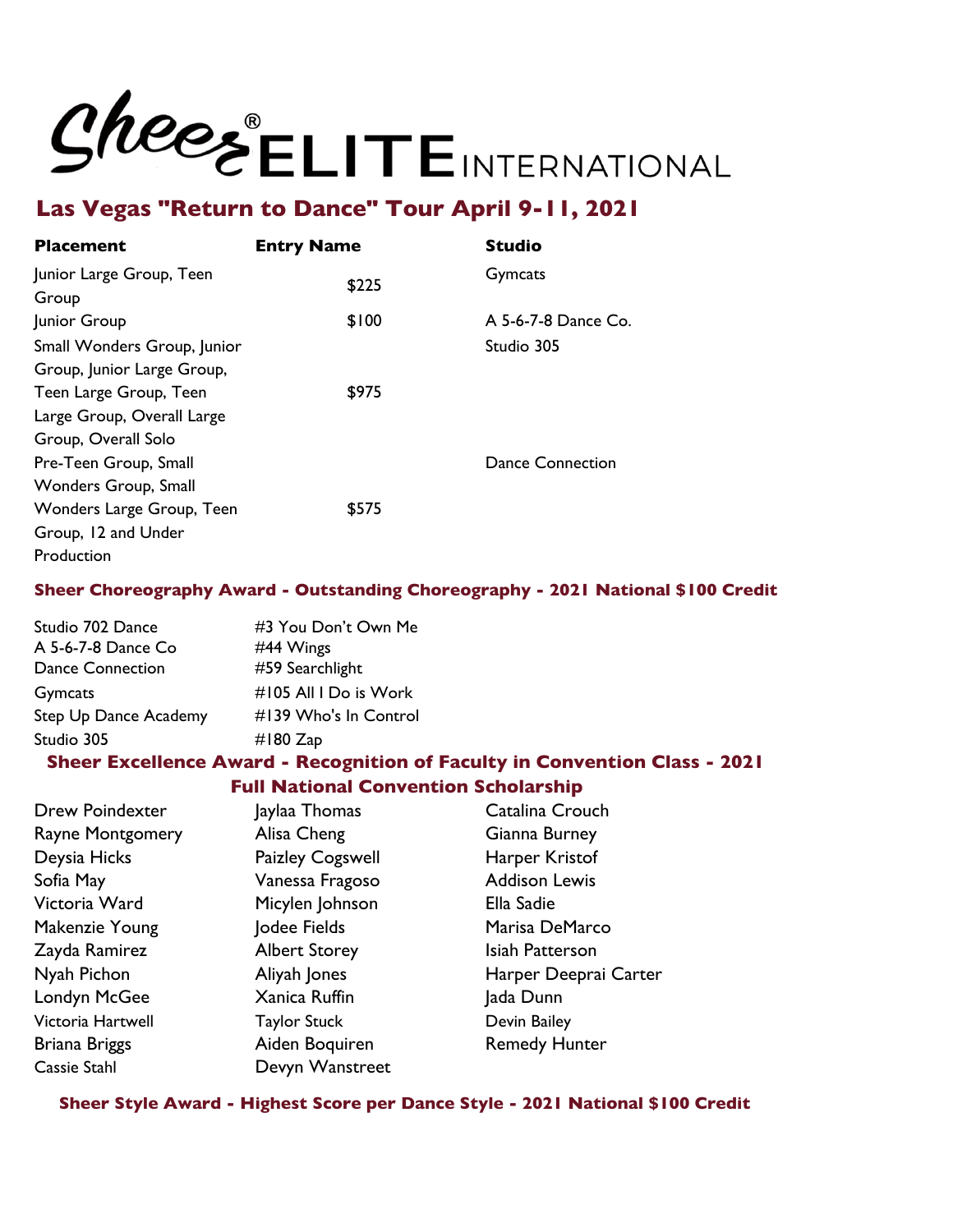# Sheer® ELITE INTERNATIONAL

## Las Vegas "Return to Dance" Tour April 9-11, 2021

| Placement | Entry Name | Studio |
|---|---|---|
| Junior Large Group, Teen Group | $225 | Gymcats |
| Junior Group | $100 | A 5-6-7-8 Dance Co. |
| Small Wonders Group, Junior Group, Junior Large Group, Teen Large Group, Teen Large Group, Overall Large Group, Overall Solo | $975 | Studio 305 |
| Pre-Teen Group, Small Wonders Group, Small Wonders Large Group, Teen Group, 12 and Under Production | $575 | Dance Connection |

### Sheer Choreography Award - Outstanding Choreography - 2021 National $100 Credit

| | |
|---|---|
| Studio 702 Dance | #3 You Don't Own Me |
| A 5-6-7-8 Dance Co | #44 Wings |
| Dance Connection | #59 Searchlight |
| Gymcats | #105 All I Do is Work |
| Step Up Dance Academy | #139 Who's In Control |
| Studio 305 | #180 Zap |

### Sheer Excellence Award - Recognition of Faculty in Convention Class - 2021 Full National Convention Scholarship

| | | |
|---|---|---|
| Drew Poindexter | Jaylaa Thomas | Catalina Crouch |
| Rayne Montgomery | Alisa Cheng | Gianna Burney |
| Deysia Hicks | Paizley Cogswell | Harper Kristof |
| Sofia May | Vanessa Fragoso | Addison Lewis |
| Victoria Ward | Micylen Johnson | Ella Sadie |
| Makenzie Young | Jodee Fields | Marisa DeMarco |
| Zayda Ramirez | Albert Storey | Isiah Patterson |
| Nyah Pichon | Aliyah Jones | Harper Deeprai Carter |
| Londyn McGee | Xanica Ruffin | Jada Dunn |
| Victoria Hartwell | Taylor Stuck | Devin Bailey |
| Briana Briggs | Aiden Boquiren | Remedy Hunter |
| Cassie Stahl | Devyn Wanstreet | |

### Sheer Style Award - Highest Score per Dance Style - 2021 National $100 Credit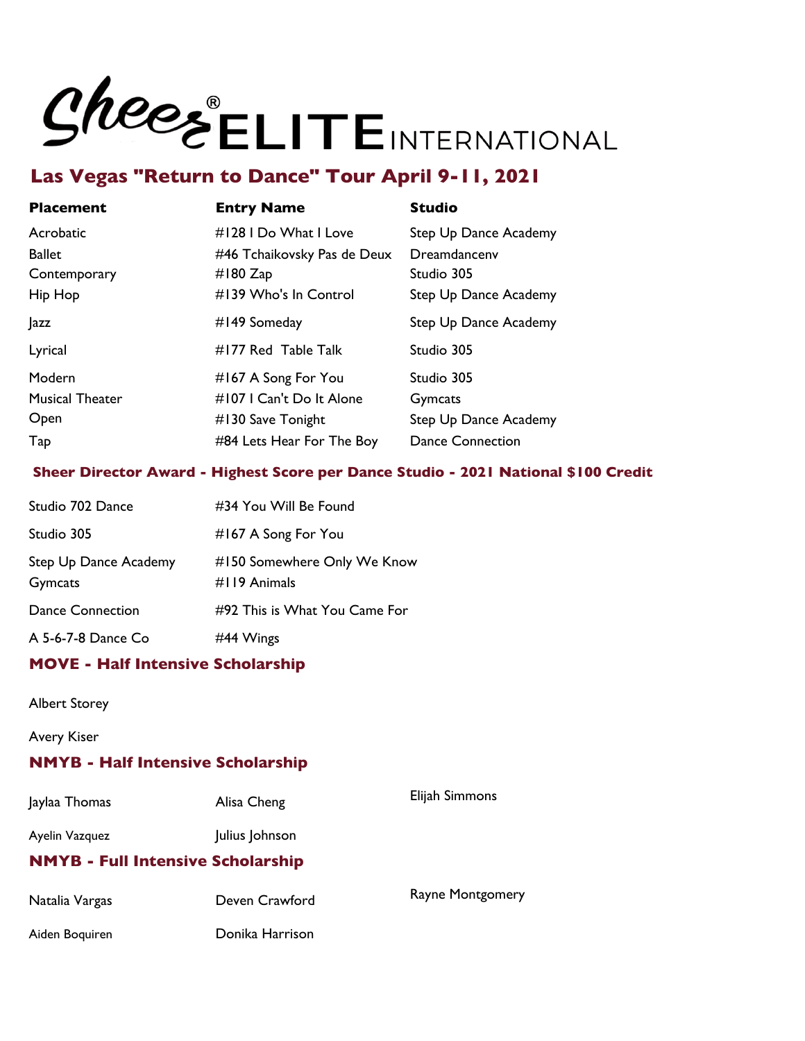# Sheer® ELITE INTERNATIONAL

## Las Vegas "Return to Dance" Tour April 9-11, 2021

| Placement | Entry Name | Studio |
| --- | --- | --- |
| Acrobatic | #128 I Do What I Love | Step Up Dance Academy |
| Ballet | #46 Tchaikovsky Pas de Deux | Dreamdancenv |
| Contemporary | #180 Zap | Studio 305 |
| Hip Hop | #139 Who's In Control | Step Up Dance Academy |
| Jazz | #149 Someday | Step Up Dance Academy |
| Lyrical | #177 Red Table Talk | Studio 305 |
| Modern | #167 A Song For You | Studio 305 |
| Musical Theater | #107 I Can't Do It Alone | Gymcats |
| Open | #130 Save Tonight | Step Up Dance Academy |
| Tap | #84 Lets Hear For The Boy | Dance Connection |

### Sheer Director Award - Highest Score per Dance Studio - 2021 National $100 Credit

| Studio | Entry Name |
| --- | --- |
| Studio 702 Dance | #34 You Will Be Found |
| Studio 305 | #167 A Song For You |
| Step Up Dance Academy | #150 Somewhere Only We Know |
| Gymcats | #119 Animals |
| Dance Connection | #92 This is What You Came For |
| A 5-6-7-8 Dance Co | #44 Wings |

### MOVE - Half Intensive Scholarship

Albert Storey

Avery Kiser

### NMYB - Half Intensive Scholarship

Jaylaa Thomas

Alisa Cheng

Elijah Simmons

Ayelin Vazquez

Julius Johnson

### NMYB - Full Intensive Scholarship

Natalia Vargas

Deven Crawford

Rayne Montgomery

Aiden Boquiren

Donika Harrison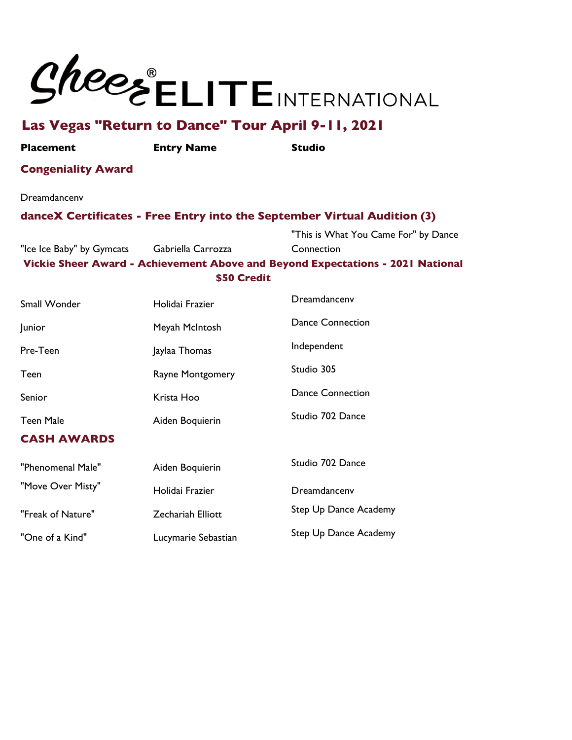# Sheer® ELITE INTERNATIONAL

## Las Vegas "Return to Dance" Tour April 9-11, 2021

| Placement | Entry Name | Studio |
|---|---|---|
| **Congeniality Award** | | |
| Dreamdancenv | | |
| **danceX Certificates - Free Entry into the September Virtual Audition (3)** | | |
| "Ice Ice Baby" by Gymcats | Gabriella Carrozza | "This is What You Came For" by Dance Connection |
| **Vickie Sheer Award - Achievement Above and Beyond Expectations - 2021 National $50 Credit** | | |
| Small Wonder | Holidai Frazier | Dreamdancenv |
| Junior | Meyah McIntosh | Dance Connection |
| Pre-Teen | Jaylaa Thomas | Independent |
| Teen | Rayne Montgomery | Studio 305 |
| Senior | Krista Hoo | Dance Connection |
| Teen Male | Aiden Boquierin | Studio 702 Dance |
| **CASH AWARDS** | | |
| "Phenomenal Male" | Aiden Boquierin | Studio 702 Dance |
| "Move Over Misty" | Holidai Frazier | Dreamdancenv |
| "Freak of Nature" | Zechariah Elliott | Step Up Dance Academy |
| "One of a Kind" | Lucymarie Sebastian | Step Up Dance Academy |